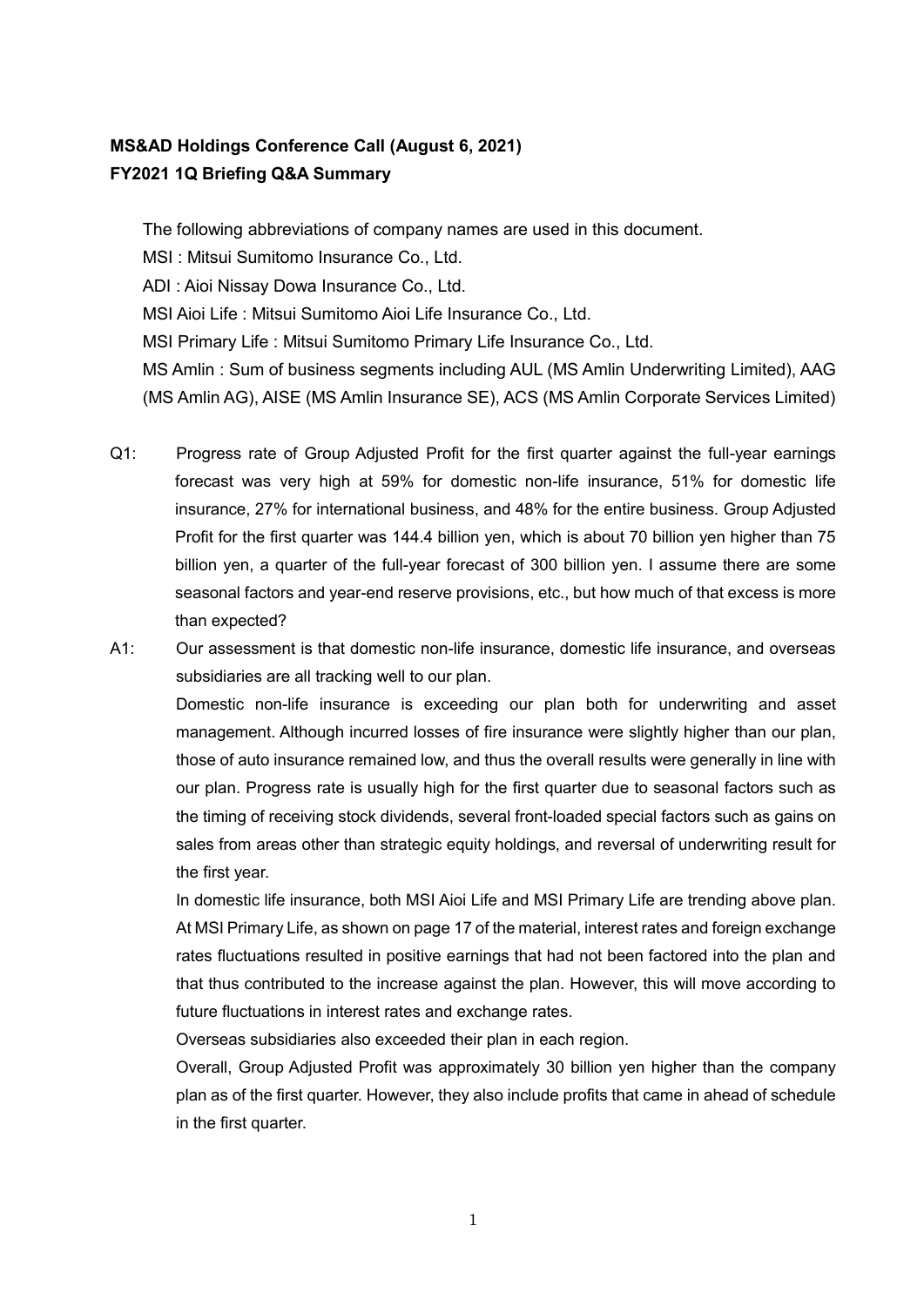**MS&AD Holdings Conference Call (August 6, 2021)**
**FY2021 1Q Briefing Q&A Summary**

The following abbreviations of company names are used in this document.

MSI : Mitsui Sumitomo Insurance Co., Ltd.

ADI : Aioi Nissay Dowa Insurance Co., Ltd.

MSI Aioi Life : Mitsui Sumitomo Aioi Life Insurance Co., Ltd.

MSI Primary Life : Mitsui Sumitomo Primary Life Insurance Co., Ltd.

MS Amlin : Sum of business segments including AUL (MS Amlin Underwriting Limited), AAG (MS Amlin AG), AISE (MS Amlin Insurance SE), ACS (MS Amlin Corporate Services Limited)

Q1: Progress rate of Group Adjusted Profit for the first quarter against the full-year earnings forecast was very high at 59% for domestic non-life insurance, 51% for domestic life insurance, 27% for international business, and 48% for the entire business. Group Adjusted Profit for the first quarter was 144.4 billion yen, which is about 70 billion yen higher than 75 billion yen, a quarter of the full-year forecast of 300 billion yen. I assume there are some seasonal factors and year-end reserve provisions, etc., but how much of that excess is more than expected?

A1: Our assessment is that domestic non-life insurance, domestic life insurance, and overseas subsidiaries are all tracking well to our plan.

Domestic non-life insurance is exceeding our plan both for underwriting and asset management. Although incurred losses of fire insurance were slightly higher than our plan, those of auto insurance remained low, and thus the overall results were generally in line with our plan. Progress rate is usually high for the first quarter due to seasonal factors such as the timing of receiving stock dividends, several front-loaded special factors such as gains on sales from areas other than strategic equity holdings, and reversal of underwriting result for the first year.

In domestic life insurance, both MSI Aioi Life and MSI Primary Life are trending above plan. At MSI Primary Life, as shown on page 17 of the material, interest rates and foreign exchange rates fluctuations resulted in positive earnings that had not been factored into the plan and that thus contributed to the increase against the plan. However, this will move according to future fluctuations in interest rates and exchange rates.

Overseas subsidiaries also exceeded their plan in each region.

Overall, Group Adjusted Profit was approximately 30 billion yen higher than the company plan as of the first quarter. However, they also include profits that came in ahead of schedule in the first quarter.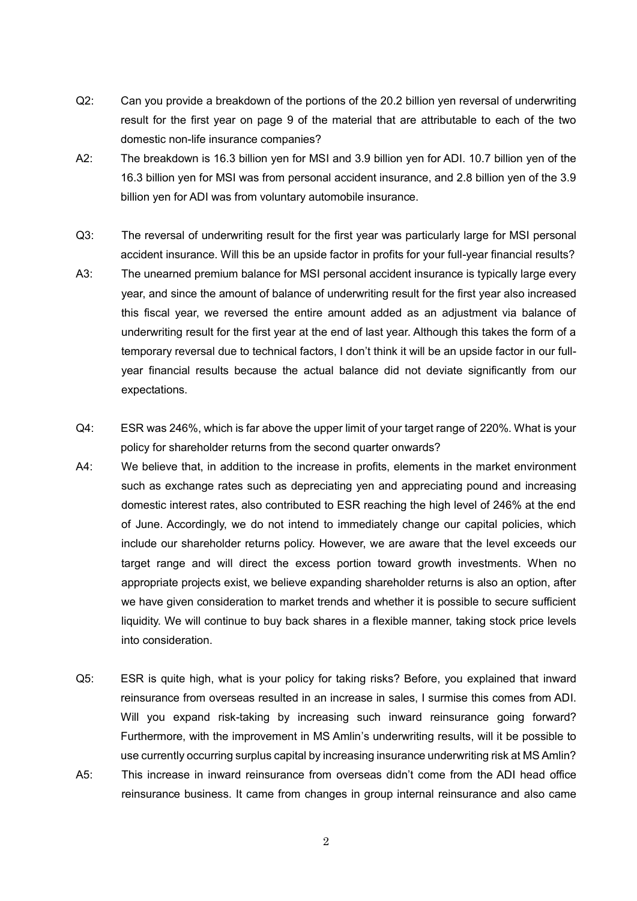Q2: Can you provide a breakdown of the portions of the 20.2 billion yen reversal of underwriting result for the first year on page 9 of the material that are attributable to each of the two domestic non-life insurance companies?

A2: The breakdown is 16.3 billion yen for MSI and 3.9 billion yen for ADI. 10.7 billion yen of the 16.3 billion yen for MSI was from personal accident insurance, and 2.8 billion yen of the 3.9 billion yen for ADI was from voluntary automobile insurance.

Q3: The reversal of underwriting result for the first year was particularly large for MSI personal accident insurance. Will this be an upside factor in profits for your full-year financial results?

A3: The unearned premium balance for MSI personal accident insurance is typically large every year, and since the amount of balance of underwriting result for the first year also increased this fiscal year, we reversed the entire amount added as an adjustment via balance of underwriting result for the first year at the end of last year. Although this takes the form of a temporary reversal due to technical factors, I don't think it will be an upside factor in our full-year financial results because the actual balance did not deviate significantly from our expectations.

Q4: ESR was 246%, which is far above the upper limit of your target range of 220%. What is your policy for shareholder returns from the second quarter onwards?

A4: We believe that, in addition to the increase in profits, elements in the market environment such as exchange rates such as depreciating yen and appreciating pound and increasing domestic interest rates, also contributed to ESR reaching the high level of 246% at the end of June. Accordingly, we do not intend to immediately change our capital policies, which include our shareholder returns policy. However, we are aware that the level exceeds our target range and will direct the excess portion toward growth investments. When no appropriate projects exist, we believe expanding shareholder returns is also an option, after we have given consideration to market trends and whether it is possible to secure sufficient liquidity. We will continue to buy back shares in a flexible manner, taking stock price levels into consideration.

Q5: ESR is quite high, what is your policy for taking risks? Before, you explained that inward reinsurance from overseas resulted in an increase in sales, I surmise this comes from ADI. Will you expand risk-taking by increasing such inward reinsurance going forward? Furthermore, with the improvement in MS Amlin's underwriting results, will it be possible to use currently occurring surplus capital by increasing insurance underwriting risk at MS Amlin?

A5: This increase in inward reinsurance from overseas didn't come from the ADI head office reinsurance business. It came from changes in group internal reinsurance and also came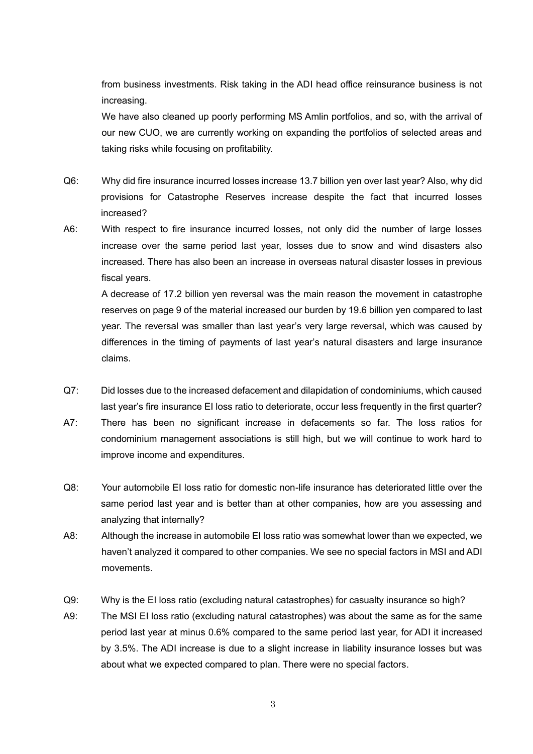from business investments. Risk taking in the ADI head office reinsurance business is not increasing.

We have also cleaned up poorly performing MS Amlin portfolios, and so, with the arrival of our new CUO, we are currently working on expanding the portfolios of selected areas and taking risks while focusing on profitability.

Q6: Why did fire insurance incurred losses increase 13.7 billion yen over last year? Also, why did provisions for Catastrophe Reserves increase despite the fact that incurred losses increased?

A6: With respect to fire insurance incurred losses, not only did the number of large losses increase over the same period last year, losses due to snow and wind disasters also increased. There has also been an increase in overseas natural disaster losses in previous fiscal years.

A decrease of 17.2 billion yen reversal was the main reason the movement in catastrophe reserves on page 9 of the material increased our burden by 19.6 billion yen compared to last year. The reversal was smaller than last year's very large reversal, which was caused by differences in the timing of payments of last year's natural disasters and large insurance claims.

Q7: Did losses due to the increased defacement and dilapidation of condominiums, which caused last year's fire insurance EI loss ratio to deteriorate, occur less frequently in the first quarter?

A7: There has been no significant increase in defacements so far. The loss ratios for condominium management associations is still high, but we will continue to work hard to improve income and expenditures.

Q8: Your automobile EI loss ratio for domestic non-life insurance has deteriorated little over the same period last year and is better than at other companies, how are you assessing and analyzing that internally?

A8: Although the increase in automobile EI loss ratio was somewhat lower than we expected, we haven't analyzed it compared to other companies. We see no special factors in MSI and ADI movements.

Q9: Why is the EI loss ratio (excluding natural catastrophes) for casualty insurance so high?

A9: The MSI EI loss ratio (excluding natural catastrophes) was about the same as for the same period last year at minus 0.6% compared to the same period last year, for ADI it increased by 3.5%. The ADI increase is due to a slight increase in liability insurance losses but was about what we expected compared to plan. There were no special factors.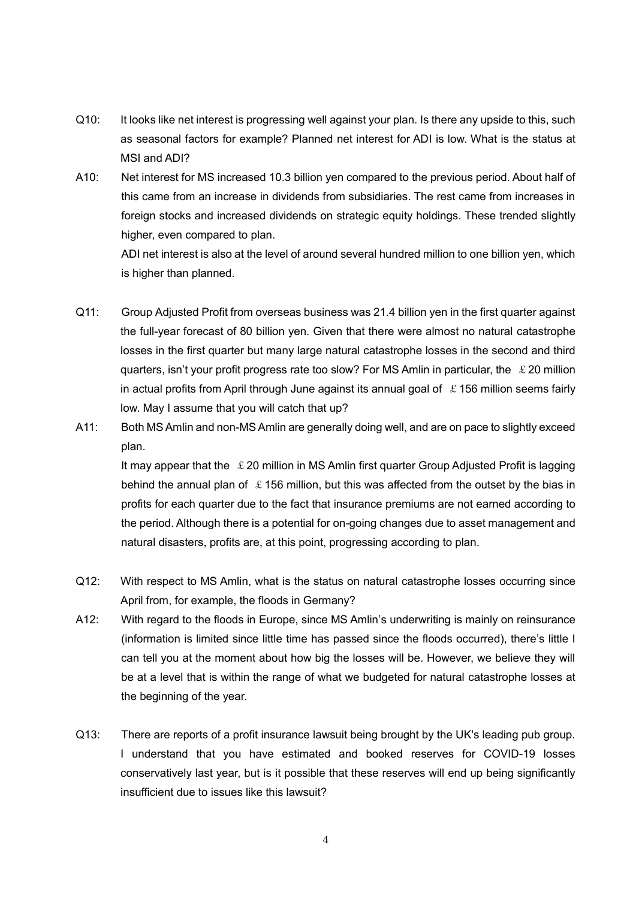Q10: It looks like net interest is progressing well against your plan. Is there any upside to this, such as seasonal factors for example? Planned net interest for ADI is low. What is the status at MSI and ADI?

A10: Net interest for MS increased 10.3 billion yen compared to the previous period. About half of this came from an increase in dividends from subsidiaries. The rest came from increases in foreign stocks and increased dividends on strategic equity holdings. These trended slightly higher, even compared to plan.

ADI net interest is also at the level of around several hundred million to one billion yen, which is higher than planned.

Q11: Group Adjusted Profit from overseas business was 21.4 billion yen in the first quarter against the full-year forecast of 80 billion yen. Given that there were almost no natural catastrophe losses in the first quarter but many large natural catastrophe losses in the second and third quarters, isn't your profit progress rate too slow? For MS Amlin in particular, the ￡20 million in actual profits from April through June against its annual goal of ￡156 million seems fairly low. May I assume that you will catch that up?

A11: Both MS Amlin and non-MS Amlin are generally doing well, and are on pace to slightly exceed plan.

It may appear that the ￡20 million in MS Amlin first quarter Group Adjusted Profit is lagging behind the annual plan of ￡156 million, but this was affected from the outset by the bias in profits for each quarter due to the fact that insurance premiums are not earned according to the period. Although there is a potential for on-going changes due to asset management and natural disasters, profits are, at this point, progressing according to plan.

Q12: With respect to MS Amlin, what is the status on natural catastrophe losses occurring since April from, for example, the floods in Germany?

A12: With regard to the floods in Europe, since MS Amlin's underwriting is mainly on reinsurance (information is limited since little time has passed since the floods occurred), there's little I can tell you at the moment about how big the losses will be. However, we believe they will be at a level that is within the range of what we budgeted for natural catastrophe losses at the beginning of the year.

Q13: There are reports of a profit insurance lawsuit being brought by the UK's leading pub group. I understand that you have estimated and booked reserves for COVID-19 losses conservatively last year, but is it possible that these reserves will end up being significantly insufficient due to issues like this lawsuit?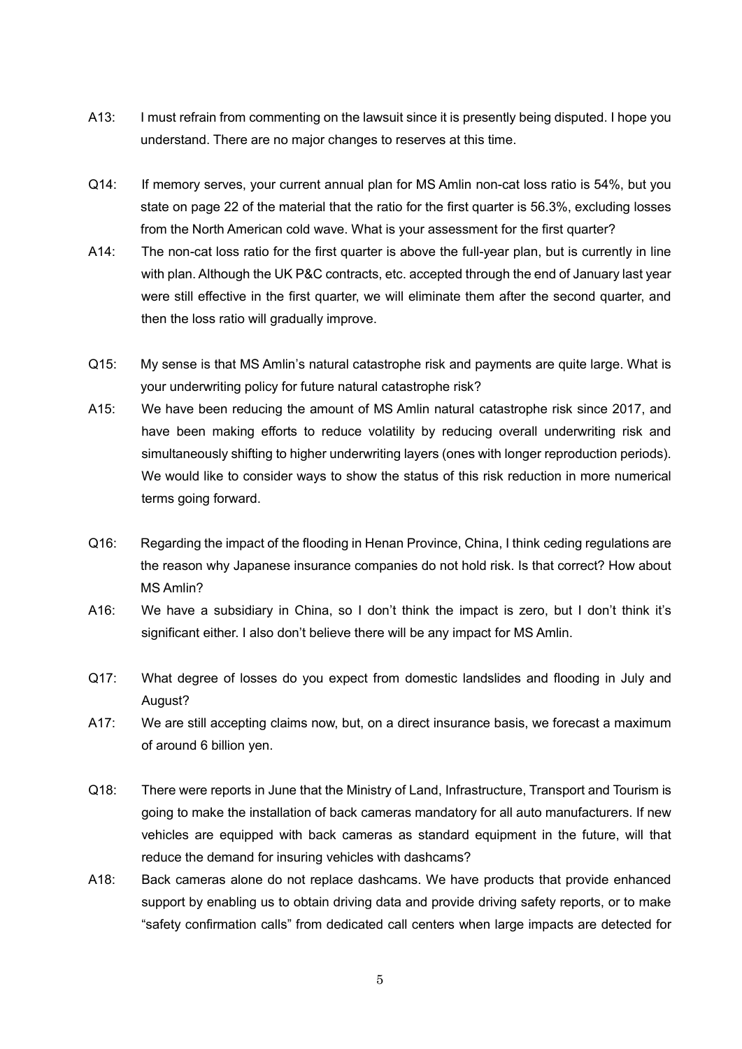A13: I must refrain from commenting on the lawsuit since it is presently being disputed. I hope you understand. There are no major changes to reserves at this time.

Q14: If memory serves, your current annual plan for MS Amlin non-cat loss ratio is 54%, but you state on page 22 of the material that the ratio for the first quarter is 56.3%, excluding losses from the North American cold wave. What is your assessment for the first quarter?

A14: The non-cat loss ratio for the first quarter is above the full-year plan, but is currently in line with plan. Although the UK P&C contracts, etc. accepted through the end of January last year were still effective in the first quarter, we will eliminate them after the second quarter, and then the loss ratio will gradually improve.

Q15: My sense is that MS Amlin's natural catastrophe risk and payments are quite large. What is your underwriting policy for future natural catastrophe risk?

A15: We have been reducing the amount of MS Amlin natural catastrophe risk since 2017, and have been making efforts to reduce volatility by reducing overall underwriting risk and simultaneously shifting to higher underwriting layers (ones with longer reproduction periods). We would like to consider ways to show the status of this risk reduction in more numerical terms going forward.

Q16: Regarding the impact of the flooding in Henan Province, China, I think ceding regulations are the reason why Japanese insurance companies do not hold risk. Is that correct? How about MS Amlin?

A16: We have a subsidiary in China, so I don't think the impact is zero, but I don't think it's significant either. I also don't believe there will be any impact for MS Amlin.

Q17: What degree of losses do you expect from domestic landslides and flooding in July and August?

A17: We are still accepting claims now, but, on a direct insurance basis, we forecast a maximum of around 6 billion yen.

Q18: There were reports in June that the Ministry of Land, Infrastructure, Transport and Tourism is going to make the installation of back cameras mandatory for all auto manufacturers. If new vehicles are equipped with back cameras as standard equipment in the future, will that reduce the demand for insuring vehicles with dashcams?

A18: Back cameras alone do not replace dashcams. We have products that provide enhanced support by enabling us to obtain driving data and provide driving safety reports, or to make "safety confirmation calls" from dedicated call centers when large impacts are detected for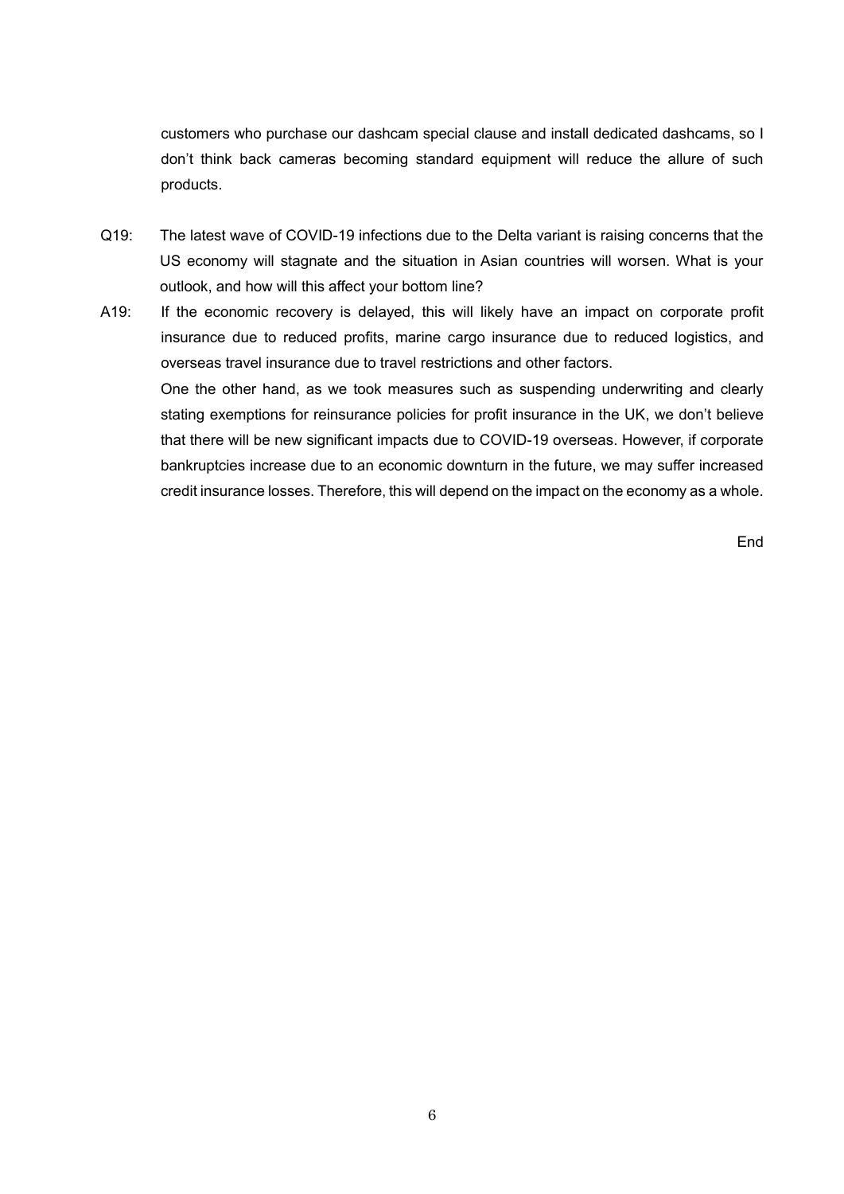customers who purchase our dashcam special clause and install dedicated dashcams, so I don't think back cameras becoming standard equipment will reduce the allure of such products.

Q19: The latest wave of COVID-19 infections due to the Delta variant is raising concerns that the US economy will stagnate and the situation in Asian countries will worsen. What is your outlook, and how will this affect your bottom line?

A19: If the economic recovery is delayed, this will likely have an impact on corporate profit insurance due to reduced profits, marine cargo insurance due to reduced logistics, and overseas travel insurance due to travel restrictions and other factors.

One the other hand, as we took measures such as suspending underwriting and clearly stating exemptions for reinsurance policies for profit insurance in the UK, we don't believe that there will be new significant impacts due to COVID-19 overseas. However, if corporate bankruptcies increase due to an economic downturn in the future, we may suffer increased credit insurance losses. Therefore, this will depend on the impact on the economy as a whole.

End